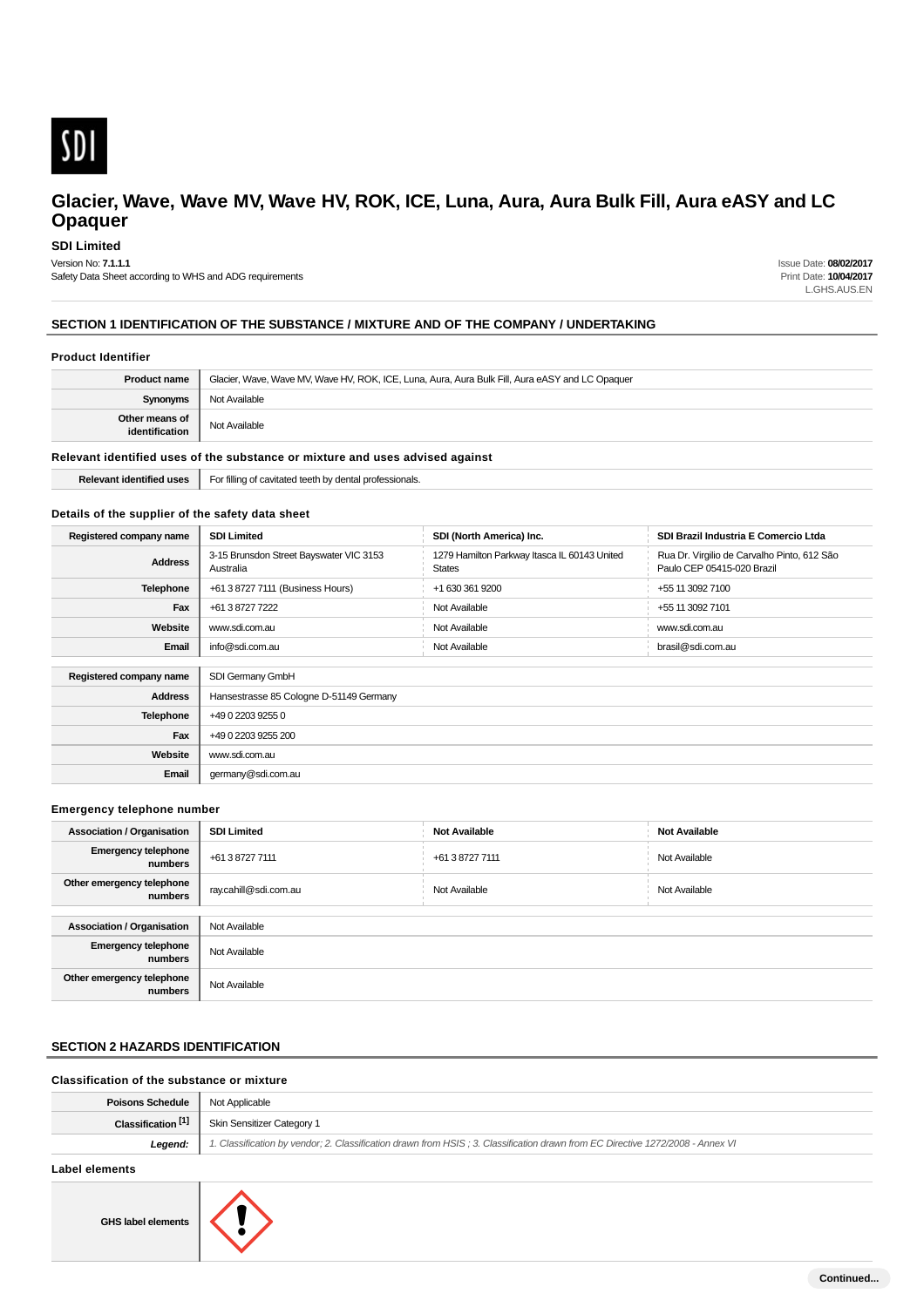# Glacier, Wave, Wave MV, Wave HV, ROK, ICE, Luna, Aura, Aura Bulk Fill, Aura eASY and LC Opaquer

**SDI Limited**

Version No: **7.1.1.1**
Safety Data Sheet according to WHS and ADG requirements

Issue Date: **08/02/2017**
Print Date: **10/04/2017**
L.GHS.AUS.EN

## SECTION 1 IDENTIFICATION OF THE SUBSTANCE / MIXTURE AND OF THE COMPANY / UNDERTAKING

### Product Identifier

| | |
|---|---|
| **Product name** | Glacier, Wave, Wave MV, Wave HV, ROK, ICE, Luna, Aura, Aura Bulk Fill, Aura eASY and LC Opaquer |
| **Synonyms** | Not Available |
| **Other means of identification** | Not Available |

### Relevant identified uses of the substance or mixture and uses advised against

| | |
|---|---|
| **Relevant identified uses** | For filling of cavitated teeth by dental professionals. |

### Details of the supplier of the safety data sheet

| **Registered company name** | **SDI Limited** | **SDI (North America) Inc.** | **SDI Brazil Industria E Comercio Ltda** |
|---|---|---|---|
| **Address** | 3-15 Brunsdon Street Bayswater VIC 3153 Australia | 1279 Hamilton Parkway Itasca IL 60143 United States | Rua Dr. Virgilio de Carvalho Pinto, 612 São Paulo CEP 05415-020 Brazil |
| **Telephone** | +61 3 8727 7111 (Business Hours) | +1 630 361 9200 | +55 11 3092 7100 |
| **Fax** | +61 3 8727 7222 | Not Available | +55 11 3092 7101 |
| **Website** | www.sdi.com.au | Not Available | www.sdi.com.au |
| **Email** | info@sdi.com.au | Not Available | brasil@sdi.com.au |

| **Registered company name** | SDI Germany GmbH |
|---|---|
| **Address** | Hansestrasse 85 Cologne D-51149 Germany |
| **Telephone** | +49 0 2203 9255 0 |
| **Fax** | +49 0 2203 9255 200 |
| **Website** | www.sdi.com.au |
| **Email** | germany@sdi.com.au |

### Emergency telephone number

| **Association / Organisation** | **SDI Limited** | **Not Available** | **Not Available** |
|---|---|---|---|
| **Emergency telephone numbers** | +61 3 8727 7111 | +61 3 8727 7111 | Not Available |
| **Other emergency telephone numbers** | ray.cahill@sdi.com.au | Not Available | Not Available |

| **Association / Organisation** | Not Available |
|---|---|
| **Emergency telephone numbers** | Not Available |
| **Other emergency telephone numbers** | Not Available |

## SECTION 2 HAZARDS IDENTIFICATION

### Classification of the substance or mixture

| | |
|---|---|
| **Poisons Schedule** | Not Applicable |
| **Classification [1]** | Skin Sensitizer Category 1 |
| ***Legend:*** | *1. Classification by vendor; 2. Classification drawn from HSIS ; 3. Classification drawn from EC Directive 1272/2008 - Annex VI* |

### Label elements

| | |
|---|---|
| **GHS label elements** | |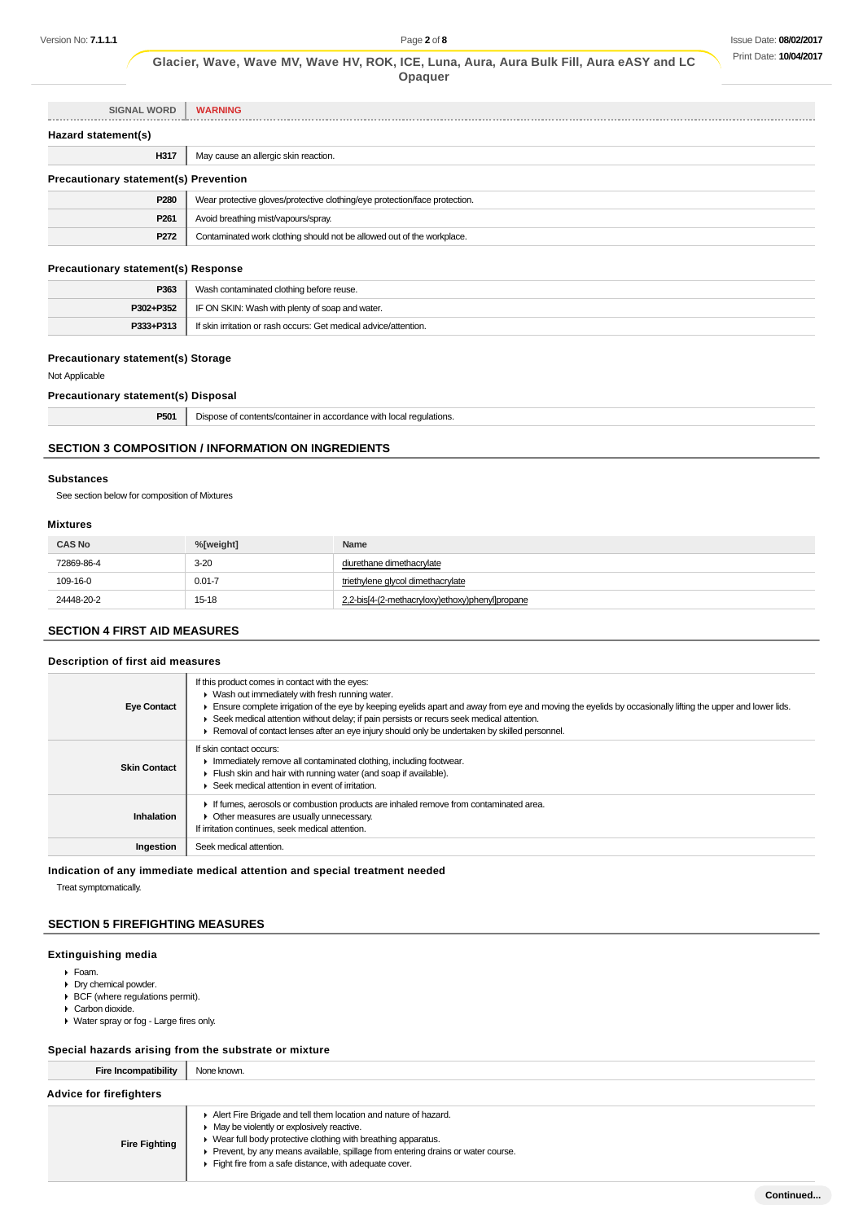| SIGNAL WORD | WARNING |
| --- | --- |

### Hazard statement(s)

| | |
| --- | --- |
| H317 | May cause an allergic skin reaction. |

### Precautionary statement(s) Prevention

| | |
| --- | --- |
| P280 | Wear protective gloves/protective clothing/eye protection/face protection. |
| P261 | Avoid breathing mist/vapours/spray. |
| P272 | Contaminated work clothing should not be allowed out of the workplace. |

### Precautionary statement(s) Response

| | |
| --- | --- |
| P363 | Wash contaminated clothing before reuse. |
| P302+P352 | IF ON SKIN: Wash with plenty of soap and water. |
| P333+P313 | If skin irritation or rash occurs: Get medical advice/attention. |

### Precautionary statement(s) Storage

Not Applicable

### Precautionary statement(s) Disposal

| | |
| --- | --- |
| P501 | Dispose of contents/container in accordance with local regulations. |

## SECTION 3 COMPOSITION / INFORMATION ON INGREDIENTS

### Substances

See section below for composition of Mixtures

### Mixtures

| CAS No | %[weight] | Name |
| --- | --- | --- |
| 72869-86-4 | 3-20 | diurethane dimethacrylate |
| 109-16-0 | 0.01-7 | triethylene glycol dimethacrylate |
| 24448-20-2 | 15-18 | 2,2-bis[4-(2-methacryloxy)ethoxy)phenyl]propane |

## SECTION 4 FIRST AID MEASURES

### Description of first aid measures

| | |
| --- | --- |
| Eye Contact | If this product comes in contact with the eyes:<br>▸ Wash out immediately with fresh running water.<br>▸ Ensure complete irrigation of the eye by keeping eyelids apart and away from eye and moving the eyelids by occasionally lifting the upper and lower lids.<br>▸ Seek medical attention without delay; if pain persists or recurs seek medical attention.<br>▸ Removal of contact lenses after an eye injury should only be undertaken by skilled personnel. |
| Skin Contact | If skin contact occurs:<br>▸ Immediately remove all contaminated clothing, including footwear.<br>▸ Flush skin and hair with running water (and soap if available).<br>▸ Seek medical attention in event of irritation. |
| Inhalation | ▸ If fumes, aerosols or combustion products are inhaled remove from contaminated area.<br>▸ Other measures are usually unnecessary.<br>If irritation continues, seek medical attention. |
| Ingestion | Seek medical attention. |

### Indication of any immediate medical attention and special treatment needed

Treat symptomatically.

## SECTION 5 FIREFIGHTING MEASURES

### Extinguishing media

- Foam.
- Dry chemical powder.
- BCF (where regulations permit).
- Carbon dioxide.
- Water spray or fog - Large fires only.

### Special hazards arising from the substrate or mixture

| | |
| --- | --- |
| Fire Incompatibility | None known. |

### Advice for firefighters

| | |
| --- | --- |
| Fire Fighting | ▸ Alert Fire Brigade and tell them location and nature of hazard.<br>▸ May be violently or explosively reactive.<br>▸ Wear full body protective clothing with breathing apparatus.<br>▸ Prevent, by any means available, spillage from entering drains or water course.<br>▸ Fight fire from a safe distance, with adequate cover. |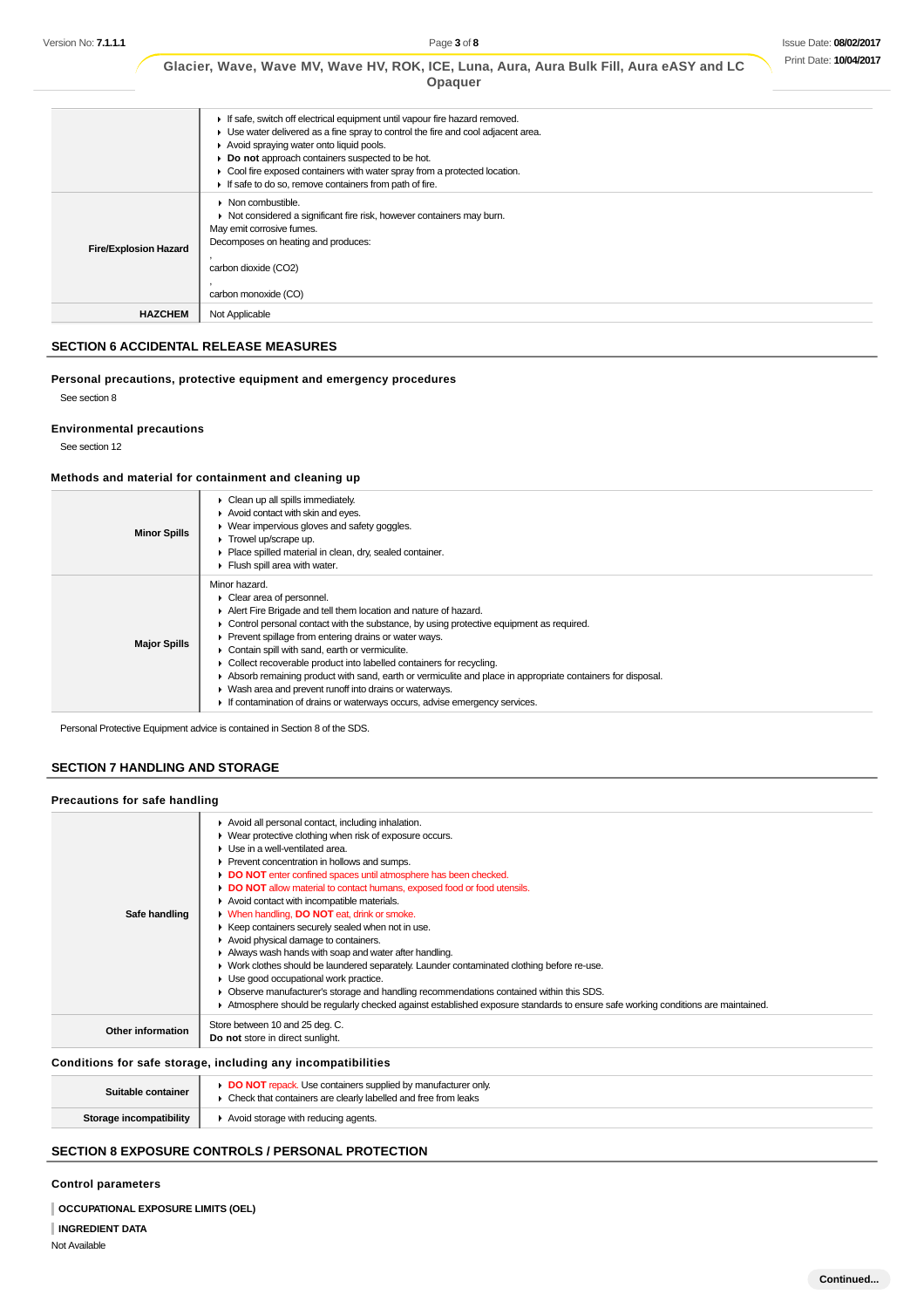|  |  |
|---|---|
|  | ▸ If safe, switch off electrical equipment until vapour fire hazard removed.<br>▸ Use water delivered as a fine spray to control the fire and cool adjacent area.<br>▸ Avoid spraying water onto liquid pools.<br>▸ **Do not** approach containers suspected to be hot.<br>▸ Cool fire exposed containers with water spray from a protected location.<br>▸ If safe to do so, remove containers from path of fire. |
| **Fire/Explosion Hazard** | ▸ Non combustible.<br>▸ Not considered a significant fire risk, however containers may burn.<br>May emit corrosive fumes.<br>Decomposes on heating and produces:<br>,<br>carbon dioxide ($CO_2$)<br>,<br>carbon monoxide (CO) |
| **HAZCHEM** | Not Applicable |

## SECTION 6 ACCIDENTAL RELEASE MEASURES

### Personal precautions, protective equipment and emergency procedures

See section 8

### Environmental precautions

See section 12

### Methods and material for containment and cleaning up

|  |  |
|---|---|
| **Minor Spills** | ▸ Clean up all spills immediately.<br>▸ Avoid contact with skin and eyes.<br>▸ Wear impervious gloves and safety goggles.<br>▸ Trowel up/scrape up.<br>▸ Place spilled material in clean, dry, sealed container.<br>▸ Flush spill area with water. |
| **Major Spills** | Minor hazard.<br>▸ Clear area of personnel.<br>▸ Alert Fire Brigade and tell them location and nature of hazard.<br>▸ Control personal contact with the substance, by using protective equipment as required.<br>▸ Prevent spillage from entering drains or water ways.<br>▸ Contain spill with sand, earth or vermiculite.<br>▸ Collect recoverable product into labelled containers for recycling.<br>▸ Absorb remaining product with sand, earth or vermiculite and place in appropriate containers for disposal.<br>▸ Wash area and prevent runoff into drains or waterways.<br>▸ If contamination of drains or waterways occurs, advise emergency services. |

Personal Protective Equipment advice is contained in Section 8 of the SDS.

## SECTION 7 HANDLING AND STORAGE

### Precautions for safe handling

|  |  |
|---|---|
| **Safe handling** | ▸ Avoid all personal contact, including inhalation.<br>▸ Wear protective clothing when risk of exposure occurs.<br>▸ Use in a well-ventilated area.<br>▸ Prevent concentration in hollows and sumps.<br>▸ **DO NOT** enter confined spaces until atmosphere has been checked.<br>▸ **DO NOT** allow material to contact humans, exposed food or food utensils.<br>▸ Avoid contact with incompatible materials.<br>▸ When handling, **DO NOT** eat, drink or smoke.<br>▸ Keep containers securely sealed when not in use.<br>▸ Avoid physical damage to containers.<br>▸ Always wash hands with soap and water after handling.<br>▸ Work clothes should be laundered separately. Launder contaminated clothing before re-use.<br>▸ Use good occupational work practice.<br>▸ Observe manufacturer's storage and handling recommendations contained within this SDS.<br>▸ Atmosphere should be regularly checked against established exposure standards to ensure safe working conditions are maintained. |
| **Other information** | Store between 10 and 25 deg. C.<br>**Do not** store in direct sunlight. |

### Conditions for safe storage, including any incompatibilities

|  |  |
|---|---|
| **Suitable container** | ▸ **DO NOT** repack. Use containers supplied by manufacturer only.<br>▸ Check that containers are clearly labelled and free from leaks |
| **Storage incompatibility** | ▸ Avoid storage with reducing agents. |

## SECTION 8 EXPOSURE CONTROLS / PERSONAL PROTECTION

### Control parameters

**OCCUPATIONAL EXPOSURE LIMITS (OEL)**

**INGREDIENT DATA**

Not Available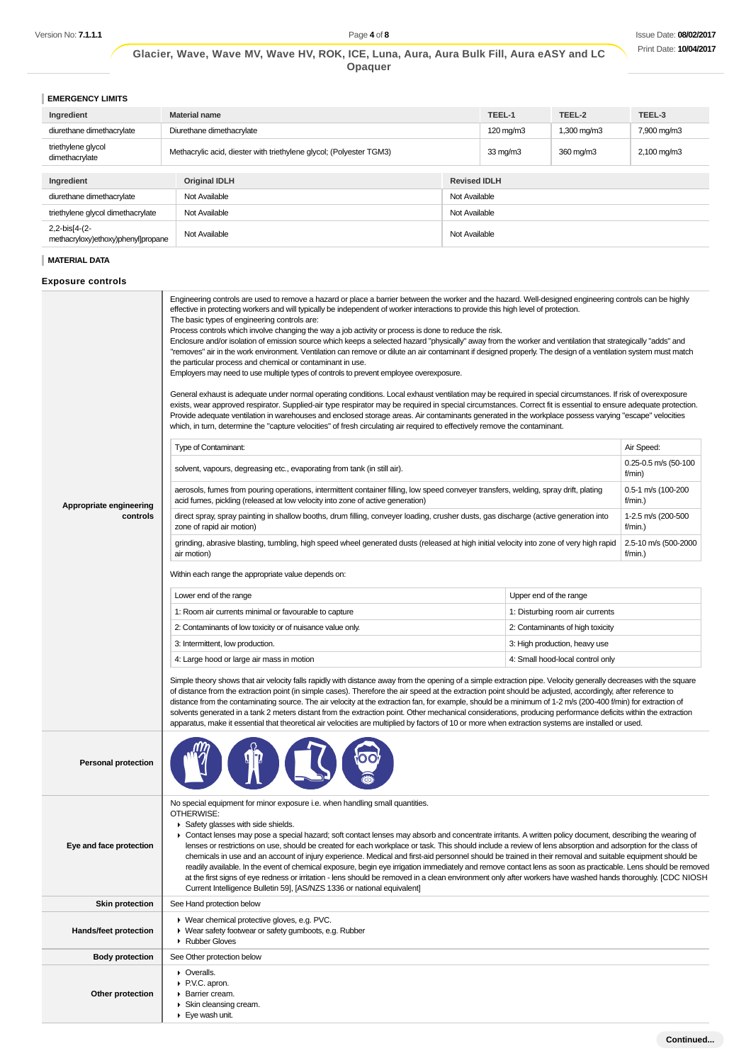## EMERGENCY LIMITS

| Ingredient | Material name | TEEL-1 | TEEL-2 | TEEL-3 |
|---|---|---|---|---|
| diurethane dimethacrylate | Diurethane dimethacrylate | 120 mg/m3 | 1,300 mg/m3 | 7,900 mg/m3 |
| triethylene glycol dimethacrylate | Methacrylic acid, diester with triethylene glycol; (Polyester TGM3) | 33 mg/m3 | 360 mg/m3 | 2,100 mg/m3 |

| Ingredient | Original IDLH | Revised IDLH |
|---|---|---|
| diurethane dimethacrylate | Not Available | Not Available |
| triethylene glycol dimethacrylate | Not Available | Not Available |
| 2,2-bis[4-(2-methacryloxy)ethoxy)phenyl]propane | Not Available | Not Available |

## MATERIAL DATA

### Exposure controls

**Appropriate engineering controls**

Engineering controls are used to remove a hazard or place a barrier between the worker and the hazard. Well-designed engineering controls can be highly effective in protecting workers and will typically be independent of worker interactions to provide this high level of protection.
The basic types of engineering controls are:
Process controls which involve changing the way a job activity or process is done to reduce the risk.
Enclosure and/or isolation of emission source which keeps a selected hazard "physically" away from the worker and ventilation that strategically "adds" and "removes" air in the work environment. Ventilation can remove or dilute an air contaminant if designed properly. The design of a ventilation system must match the particular process and chemical or contaminant in use.
Employers may need to use multiple types of controls to prevent employee overexposure.

General exhaust is adequate under normal operating conditions. Local exhaust ventilation may be required in special circumstances. If risk of overexposure exists, wear approved respirator. Supplied-air type respirator may be required in special circumstances. Correct fit is essential to ensure adequate protection. Provide adequate ventilation in warehouses and enclosed storage areas. Air contaminants generated in the workplace possess varying "escape" velocities which, in turn, determine the "capture velocities" of fresh circulating air required to effectively remove the contaminant.

| Type of Contaminant: | Air Speed: |
|---|---|
| solvent, vapours, degreasing etc., evaporating from tank (in still air). | 0.25-0.5 m/s (50-100 f/min) |
| aerosols, fumes from pouring operations, intermittent container filling, low speed conveyer transfers, welding, spray drift, plating acid fumes, pickling (released at low velocity into zone of active generation) | 0.5-1 m/s (100-200 f/min.) |
| direct spray, spray painting in shallow booths, drum filling, conveyer loading, crusher dusts, gas discharge (active generation into zone of rapid air motion) | 1-2.5 m/s (200-500 f/min.) |
| grinding, abrasive blasting, tumbling, high speed wheel generated dusts (released at high initial velocity into zone of very high rapid air motion) | 2.5-10 m/s (500-2000 f/min.) |

Within each range the appropriate value depends on:

| Lower end of the range | Upper end of the range |
|---|---|
| 1: Room air currents minimal or favourable to capture | 1: Disturbing room air currents |
| 2: Contaminants of low toxicity or of nuisance value only. | 2: Contaminants of high toxicity |
| 3: Intermittent, low production. | 3: High production, heavy use |
| 4: Large hood or large air mass in motion | 4: Small hood-local control only |

Simple theory shows that air velocity falls rapidly with distance away from the opening of a simple extraction pipe. Velocity generally decreases with the square of distance from the extraction point (in simple cases). Therefore the air speed at the extraction point should be adjusted, accordingly, after reference to distance from the contaminating source. The air velocity at the extraction fan, for example, should be a minimum of 1-2 m/s (200-400 f/min) for extraction of solvents generated in a tank 2 meters distant from the extraction point. Other mechanical considerations, producing performance deficits within the extraction apparatus, make it essential that theoretical air velocities are multiplied by factors of 10 or more when extraction systems are installed or used.

**Personal protection**

**Eye and face protection**

No special equipment for minor exposure i.e. when handling small quantities.
OTHERWISE:
- Safety glasses with side shields.
- Contact lenses may pose a special hazard; soft contact lenses may absorb and concentrate irritants. A written policy document, describing the wearing of lenses or restrictions on use, should be created for each workplace or task. This should include a review of lens absorption and adsorption for the class of chemicals in use and an account of injury experience. Medical and first-aid personnel should be trained in their removal and suitable equipment should be readily available. In the event of chemical exposure, begin eye irrigation immediately and remove contact lens as soon as practicable. Lens should be removed at the first signs of eye redness or irritation - lens should be removed in a clean environment only after workers have washed hands thoroughly. [CDC NIOSH Current Intelligence Bulletin 59], [AS/NZS 1336 or national equivalent]

**Skin protection**

See Hand protection below

**Hands/feet protection**

- Wear chemical protective gloves, e.g. PVC.
- Wear safety footwear or safety gumboots, e.g. Rubber
- Rubber Gloves

**Body protection**

See Other protection below

**Other protection**

- Overalls.
- P.V.C. apron.
- Barrier cream.
- Skin cleansing cream.
- Eye wash unit.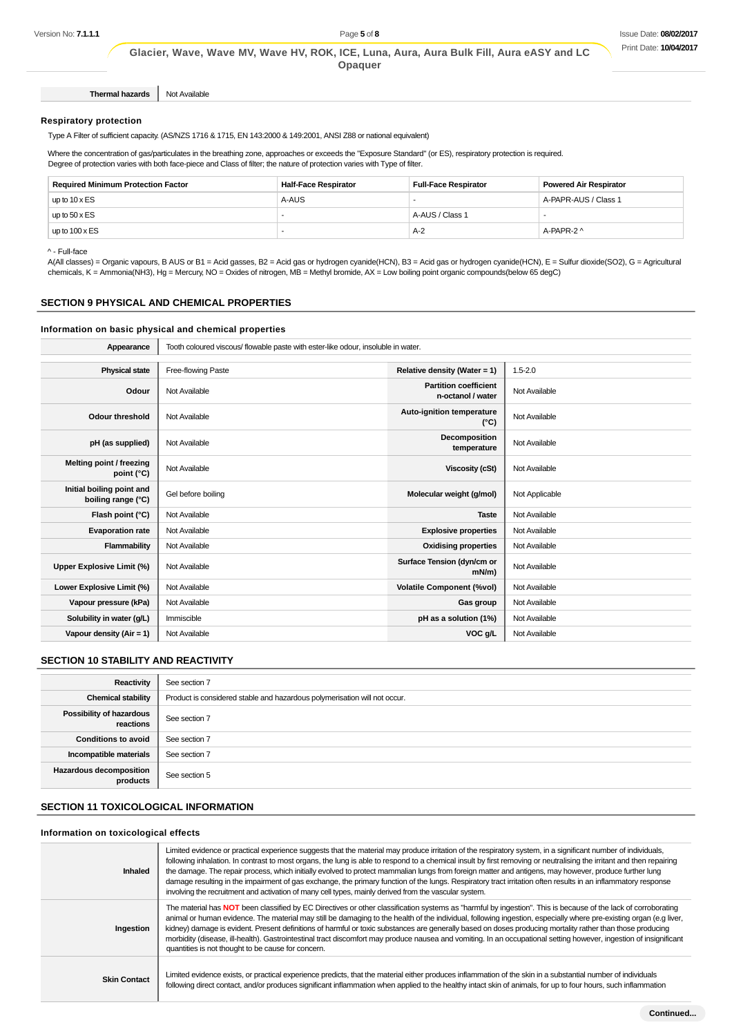| Thermal hazards | Not Available |
|---|---|

### Respiratory protection

Type A Filter of sufficient capacity. (AS/NZS 1716 & 1715, EN 143:2000 & 149:2001, ANSI Z88 or national equivalent)

Where the concentration of gas/particulates in the breathing zone, approaches or exceeds the "Exposure Standard" (or ES), respiratory protection is required.
Degree of protection varies with both face-piece and Class of filter; the nature of protection varies with Type of filter.

| Required Minimum Protection Factor | Half-Face Respirator | Full-Face Respirator | Powered Air Respirator |
|---|---|---|---|
| up to 10 x ES | A-AUS | - | A-PAPR-AUS / Class 1 |
| up to 50 x ES | - | A-AUS / Class 1 | - |
| up to 100 x ES | - | A-2 | A-PAPR-2 ^ |

^ - Full-face
A(All classes) = Organic vapours, B AUS or B1 = Acid gasses, B2 = Acid gas or hydrogen cyanide(HCN), B3 = Acid gas or hydrogen cyanide(HCN), E = Sulfur dioxide(SO2), G = Agricultural chemicals, K = Ammonia(NH3), Hg = Mercury, NO = Oxides of nitrogen, MB = Methyl bromide, AX = Low boiling point organic compounds(below 65 degC)

## SECTION 9 PHYSICAL AND CHEMICAL PROPERTIES

### Information on basic physical and chemical properties

| Appearance | Tooth coloured viscous/ flowable paste with ester-like odour, insoluble in water. | | |
|---|---|---|---|
| Physical state | Free-flowing Paste | Relative density (Water = 1) | 1.5-2.0 |
| Odour | Not Available | Partition coefficient n-octanol / water | Not Available |
| Odour threshold | Not Available | Auto-ignition temperature (°C) | Not Available |
| pH (as supplied) | Not Available | Decomposition temperature | Not Available |
| Melting point / freezing point (°C) | Not Available | Viscosity (cSt) | Not Available |
| Initial boiling point and boiling range (°C) | Gel before boiling | Molecular weight (g/mol) | Not Applicable |
| Flash point (°C) | Not Available | Taste | Not Available |
| Evaporation rate | Not Available | Explosive properties | Not Available |
| Flammability | Not Available | Oxidising properties | Not Available |
| Upper Explosive Limit (%) | Not Available | Surface Tension (dyn/cm or mN/m) | Not Available |
| Lower Explosive Limit (%) | Not Available | Volatile Component (%vol) | Not Available |
| Vapour pressure (kPa) | Not Available | Gas group | Not Available |
| Solubility in water (g/L) | Immiscible | pH as a solution (1%) | Not Available |
| Vapour density (Air = 1) | Not Available | VOC g/L | Not Available |

## SECTION 10 STABILITY AND REACTIVITY

| Reactivity | See section 7 |
|---|---|
| Chemical stability | Product is considered stable and hazardous polymerisation will not occur. |
| Possibility of hazardous reactions | See section 7 |
| Conditions to avoid | See section 7 |
| Incompatible materials | See section 7 |
| Hazardous decomposition products | See section 5 |

## SECTION 11 TOXICOLOGICAL INFORMATION

### Information on toxicological effects

| Inhaled | Limited evidence or practical experience suggests that the material may produce irritation of the respiratory system, in a significant number of individuals, following inhalation. In contrast to most organs, the lung is able to respond to a chemical insult by first removing or neutralising the irritant and then repairing the damage. The repair process, which initially evolved to protect mammalian lungs from foreign matter and antigens, may however, produce further lung damage resulting in the impairment of gas exchange, the primary function of the lungs. Respiratory tract irritation often results in an inflammatory response involving the recruitment and activation of many cell types, mainly derived from the vascular system. |
|---|---|
| Ingestion | The material has **NOT** been classified by EC Directives or other classification systems as "harmful by ingestion". This is because of the lack of corroborating animal or human evidence. The material may still be damaging to the health of the individual, following ingestion, especially where pre-existing organ (e.g liver, kidney) damage is evident. Present definitions of harmful or toxic substances are generally based on doses producing mortality rather than those producing morbidity (disease, ill-health). Gastrointestinal tract discomfort may produce nausea and vomiting. In an occupational setting however, ingestion of insignificant quantities is not thought to be cause for concern. |
| Skin Contact | Limited evidence exists, or practical experience predicts, that the material either produces inflammation of the skin in a substantial number of individuals following direct contact, and/or produces significant inflammation when applied to the healthy intact skin of animals, for up to four hours, such inflammation |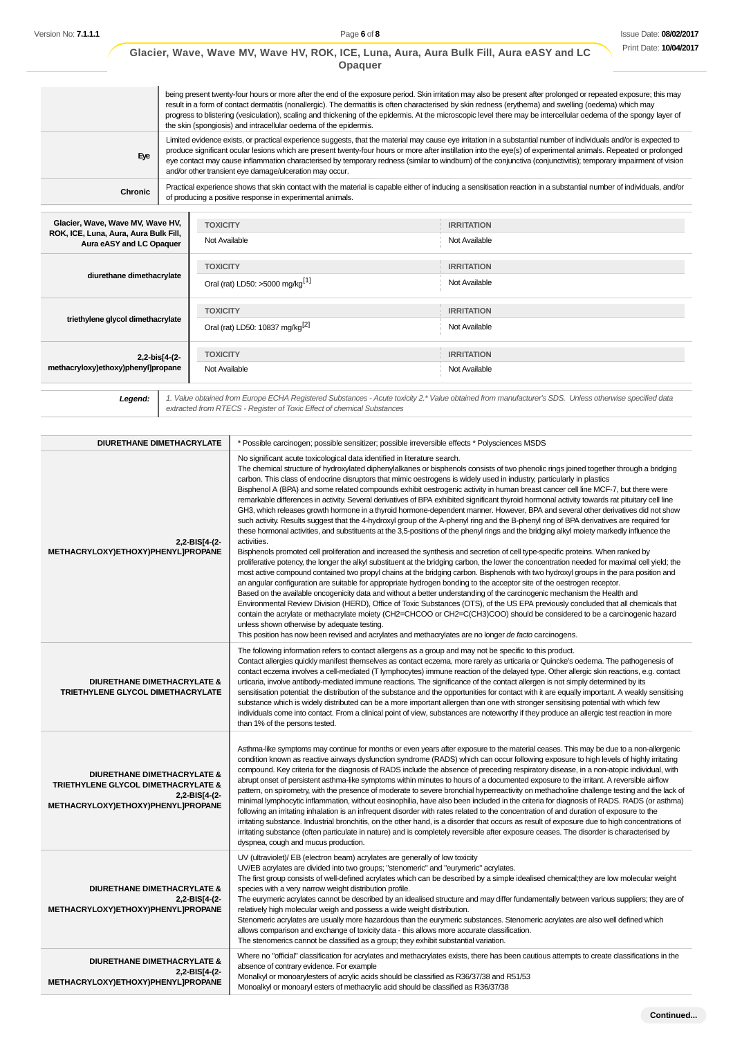| | |
|---|---|
| | being present twenty-four hours or more after the end of the exposure period. Skin irritation may also be present after prolonged or repeated exposure; this may result in a form of contact dermatitis (nonallergic). The dermatitis is often characterised by skin redness (erythema) and swelling (oedema) which may progress to blistering (vesiculation), scaling and thickening of the epidermis. At the microscopic level there may be intercellular oedema of the spongy layer of the skin (spongiosis) and intracellular oedema of the epidermis. |
| **Eye** | Limited evidence exists, or practical experience suggests, that the material may cause eye irritation in a substantial number of individuals and/or is expected to produce significant ocular lesions which are present twenty-four hours or more after instillation into the eye(s) of experimental animals. Repeated or prolonged eye contact may cause inflammation characterised by temporary redness (similar to windburn) of the conjunctiva (conjunctivitis); temporary impairment of vision and/or other transient eye damage/ulceration may occur. |
| **Chronic** | Practical experience shows that skin contact with the material is capable either of inducing a sensitisation reaction in a substantial number of individuals, and/or of producing a positive response in experimental animals. |

| | TOXICITY | IRRITATION |
|---|---|---|
| **Glacier, Wave, Wave MV, Wave HV, ROK, ICE, Luna, Aura, Aura Bulk Fill, Aura eASY and LC Opaquer** | Not Available | Not Available |
| **diurethane dimethacrylate** | Oral (rat) LD50: >5000 mg/kg[1] | Not Available |
| **triethylene glycol dimethacrylate** | Oral (rat) LD50: 10837 mg/kg[2] | Not Available |
| **2,2-bis[4-(2-methacryloxy)ethoxy)phenyl]propane** | Not Available | Not Available |

| | |
|---|---|
| ***Legend:*** | *1. Value obtained from Europe ECHA Registered Substances - Acute toxicity 2.\* Value obtained from manufacturer's SDS. Unless otherwise specified data extracted from RTECS - Register of Toxic Effect of chemical Substances* |

| | |
|---|---|
| **DIURETHANE DIMETHACRYLATE** | * Possible carcinogen; possible sensitizer; possible irreversible effects * Polysciences MSDS |
| **2,2-BIS[4-(2-METHACRYLOXY)ETHOXY)PHENYL]PROPANE** | No significant acute toxicological data identified in literature search.<br>The chemical structure of hydroxylated diphenylalkanes or bisphenols consists of two phenolic rings joined together through a bridging carbon. This class of endocrine disruptors that mimic oestrogens is widely used in industry, particularly in plastics<br>Bisphenol A (BPA) and some related compounds exhibit oestrogenic activity in human breast cancer cell line MCF-7, but there were remarkable differences in activity. Several derivatives of BPA exhibited significant thyroid hormonal activity towards rat pituitary cell line GH3, which releases growth hormone in a thyroid hormone-dependent manner. However, BPA and several other derivatives did not show such activity. Results suggest that the 4-hydroxyl group of the A-phenyl ring and the B-phenyl ring of BPA derivatives are required for these hormonal activities, and substituents at the 3,5-positions of the phenyl rings and the bridging alkyl moiety markedly influence the activities.<br>Bisphenols promoted cell proliferation and increased the synthesis and secretion of cell type-specific proteins. When ranked by proliferative potency, the longer the alkyl substituent at the bridging carbon, the lower the concentration needed for maximal cell yield; the most active compound contained two propyl chains at the bridging carbon. Bisphenols with two hydroxyl groups in the para position and an angular configuration are suitable for appropriate hydrogen bonding to the acceptor site of the oestrogen receptor.<br>Based on the available oncogenicity data and without a better understanding of the carcinogenic mechanism the Health and Environmental Review Division (HERD), Office of Toxic Substances (OTS), of the US EPA previously concluded that all chemicals that contain the acrylate or methacrylate moiety (CH2=CHCOO or CH2=C(CH3)COO) should be considered to be a carcinogenic hazard unless shown otherwise by adequate testing.<br>This position has now been revised and acrylates and methacrylates are no longer *de facto* carcinogens. |
| **DIURETHANE DIMETHACRYLATE & TRIETHYLENE GLYCOL DIMETHACRYLATE** | The following information refers to contact allergens as a group and may not be specific to this product.<br>Contact allergies quickly manifest themselves as contact eczema, more rarely as urticaria or Quincke's oedema. The pathogenesis of contact eczema involves a cell-mediated (T lymphocytes) immune reaction of the delayed type. Other allergic skin reactions, e.g. contact urticaria, involve antibody-mediated immune reactions. The significance of the contact allergen is not simply determined by its sensitisation potential: the distribution of the substance and the opportunities for contact with it are equally important. A weakly sensitising substance which is widely distributed can be a more important allergen than one with stronger sensitising potential with which few individuals come into contact. From a clinical point of view, substances are noteworthy if they produce an allergic test reaction in more than 1% of the persons tested. |
| **DIURETHANE DIMETHACRYLATE & TRIETHYLENE GLYCOL DIMETHACRYLATE & 2,2-BIS[4-(2-METHACRYLOXY)ETHOXY)PHENYL]PROPANE** | Asthma-like symptoms may continue for months or even years after exposure to the material ceases. This may be due to a non-allergenic condition known as reactive airways dysfunction syndrome (RADS) which can occur following exposure to high levels of highly irritating compound. Key criteria for the diagnosis of RADS include the absence of preceding respiratory disease, in a non-atopic individual, with abrupt onset of persistent asthma-like symptoms within minutes to hours of a documented exposure to the irritant. A reversible airflow pattern, on spirometry, with the presence of moderate to severe bronchial hyperreactivity on methacholine challenge testing and the lack of minimal lymphocytic inflammation, without eosinophilia, have also been included in the criteria for diagnosis of RADS. RADS (or asthma) following an irritating inhalation is an infrequent disorder with rates related to the concentration of and duration of exposure to the irritating substance. Industrial bronchitis, on the other hand, is a disorder that occurs as result of exposure due to high concentrations of irritating substance (often particulate in nature) and is completely reversible after exposure ceases. The disorder is characterised by dyspnea, cough and mucus production. |
| **DIURETHANE DIMETHACRYLATE & 2,2-BIS[4-(2-METHACRYLOXY)ETHOXY)PHENYL]PROPANE** | UV (ultraviolet)/ EB (electron beam) acrylates are generally of low toxicity<br>UV/EB acrylates are divided into two groups; "stenomeric" and "eurymeric" acrylates.<br>The first group consists of well-defined acrylates which can be described by a simple idealised chemical;they are low molecular weight species with a very narrow weight distribution profile.<br>The eurymeric acrylates cannot be described by an idealised structure and may differ fundamentally between various suppliers; they are of relatively high molecular weigh and possess a wide weight distribution.<br>Stenomeric acrylates are usually more hazardous than the eurymeric substances. Stenomeric acrylates are also well defined which allows comparison and exchange of toxicity data - this allows more accurate classification.<br>The stenomerics cannot be classified as a group; they exhibit substantial variation. |
| **DIURETHANE DIMETHACRYLATE & 2,2-BIS[4-(2-METHACRYLOXY)ETHOXY)PHENYL]PROPANE** | Where no "official" classification for acrylates and methacrylates exists, there has been cautious attempts to create classifications in the absence of contrary evidence. For example<br>Monalkyl or monoarylesters of acrylic acids should be classified as R36/37/38 and R51/53<br>Monoalkyl or monoaryl esters of methacrylic acid should be classified as R36/37/38 |

**Continued...**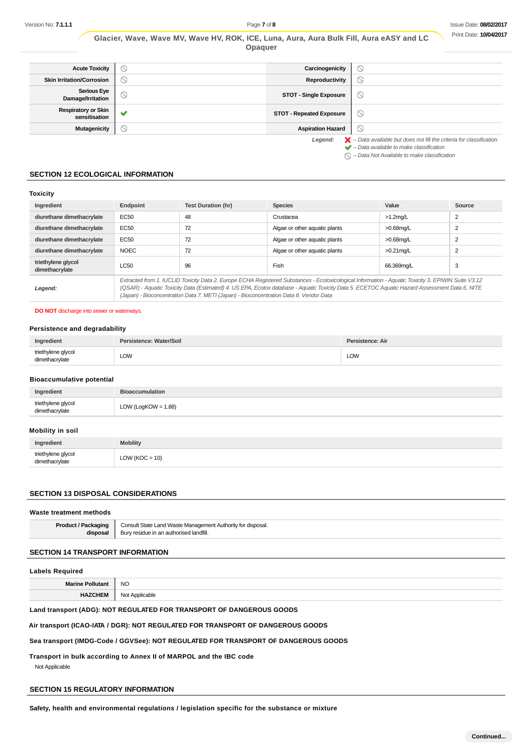| Acute Toxicity | ⦸ | Carcinogenicity | ⦸ |
|---|---|---|---|
| Skin Irritation/Corrosion | ⦸ | Reproductivity | ⦸ |
| Serious Eye Damage/Irritation | ⦸ | STOT - Single Exposure | ⦸ |
| Respiratory or Skin sensitisation | ✔ | STOT - Repeated Exposure | ⦸ |
| Mutagenicity | ⦸ | Aspiration Hazard | ⦸ |

*Legend:* ✘ – *Data available but does not fill the criteria for classification*
✔ – *Data available to make classification*
⦸ – *Data Not Available to make classification*

## SECTION 12 ECOLOGICAL INFORMATION

### Toxicity

| Ingredient | Endpoint | Test Duration (hr) | Species | Value | Source |
|---|---|---|---|---|---|
| diurethane dimethacrylate | EC50 | 48 | Crustacea | >1.2mg/L | 2 |
| diurethane dimethacrylate | EC50 | 72 | Algae or other aquatic plants | >0.68mg/L | 2 |
| diurethane dimethacrylate | EC50 | 72 | Algae or other aquatic plants | >0.68mg/L | 2 |
| diurethane dimethacrylate | NOEC | 72 | Algae or other aquatic plants | >0.21mg/L | 2 |
| triethylene glycol dimethacrylate | LC50 | 96 | Fish | 66.369mg/L | 3 |
| *Legend:* | *Extracted from 1. IUCLID Toxicity Data 2. Europe ECHA Registered Substances - Ecotoxicological Information - Aquatic Toxicity 3. EPIWIN Suite V3.12 (QSAR) - Aquatic Toxicity Data (Estimated) 4. US EPA, Ecotox database - Aquatic Toxicity Data 5. ECETOC Aquatic Hazard Assessment Data 6. NITE (Japan) - Bioconcentration Data 7. METI (Japan) - Bioconcentration Data 8. Vendor Data* | | | | |

**DO NOT** discharge into sewer or waterways.

### Persistence and degradability

| Ingredient | Persistence: Water/Soil | Persistence: Air |
|---|---|---|
| triethylene glycol dimethacrylate | LOW | LOW |

### Bioaccumulative potential

| Ingredient | Bioaccumulation |
|---|---|
| triethylene glycol dimethacrylate | LOW (LogKOW = 1.88) |

### Mobility in soil

| Ingredient | Mobility |
|---|---|
| triethylene glycol dimethacrylate | LOW (KOC = 10) |

## SECTION 13 DISPOSAL CONSIDERATIONS

### Waste treatment methods

| | |
|---|---|
| Product / Packaging disposal | Consult State Land Waste Management Authority for disposal.<br>Bury residue in an authorised landfill. |

## SECTION 14 TRANSPORT INFORMATION

### Labels Required

| | |
|---|---|
| Marine Pollutant | NO |
| HAZCHEM | Not Applicable |

**Land transport (ADG): NOT REGULATED FOR TRANSPORT OF DANGEROUS GOODS**

**Air transport (ICAO-IATA / DGR): NOT REGULATED FOR TRANSPORT OF DANGEROUS GOODS**

**Sea transport (IMDG-Code / GGVSee): NOT REGULATED FOR TRANSPORT OF DANGEROUS GOODS**

**Transport in bulk according to Annex II of MARPOL and the IBC code**

Not Applicable

## SECTION 15 REGULATORY INFORMATION

**Safety, health and environmental regulations / legislation specific for the substance or mixture**

Continued...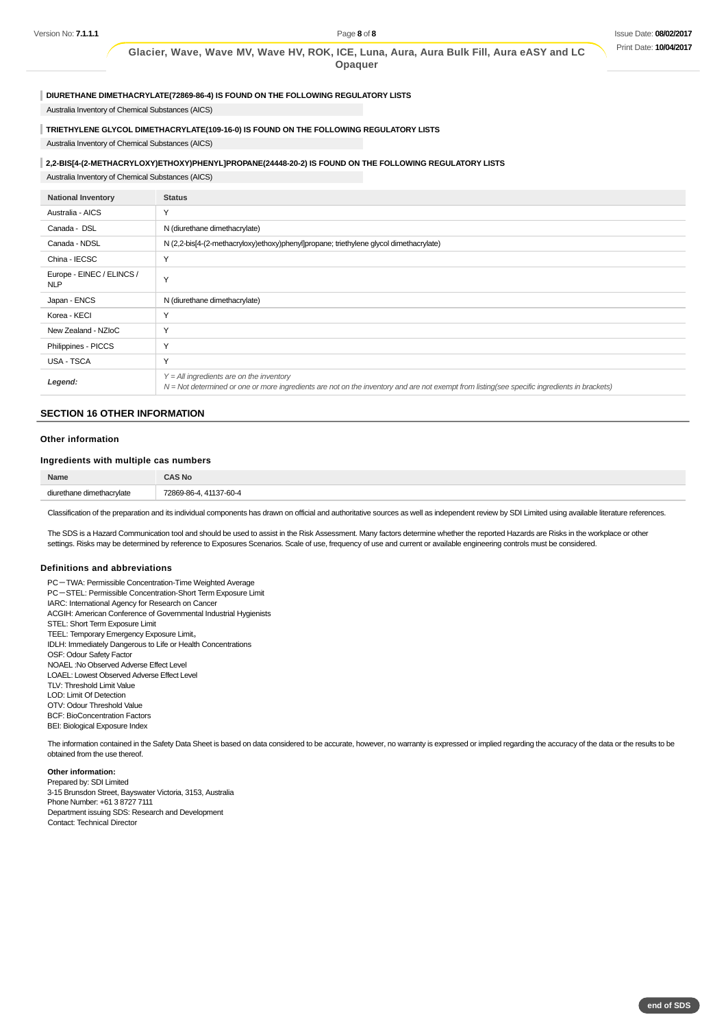**DIURETHANE DIMETHACRYLATE(72869-86-4) IS FOUND ON THE FOLLOWING REGULATORY LISTS**

Australia Inventory of Chemical Substances (AICS)

**TRIETHYLENE GLYCOL DIMETHACRYLATE(109-16-0) IS FOUND ON THE FOLLOWING REGULATORY LISTS**

Australia Inventory of Chemical Substances (AICS)

**2,2-BIS[4-(2-METHACRYLOXY)ETHOXY)PHENYL]PROPANE(24448-20-2) IS FOUND ON THE FOLLOWING REGULATORY LISTS**

Australia Inventory of Chemical Substances (AICS)

| National Inventory | Status |
|---|---|
| Australia - AICS | Y |
| Canada - DSL | N (diurethane dimethacrylate) |
| Canada - NDSL | N (2,2-bis[4-(2-methacryloxy)ethoxy)phenyl]propane; triethylene glycol dimethacrylate) |
| China - IECSC | Y |
| Europe - EINEC / ELINCS / NLP | Y |
| Japan - ENCS | N (diurethane dimethacrylate) |
| Korea - KECI | Y |
| New Zealand - NZIoC | Y |
| Philippines - PICCS | Y |
| USA - TSCA | Y |
| ***Legend:*** | *Y = All ingredients are on the inventory*<br>*N = Not determined or one or more ingredients are not on the inventory and are not exempt from listing(see specific ingredients in brackets)* |

## SECTION 16 OTHER INFORMATION

### Other information

### Ingredients with multiple cas numbers

| Name | CAS No |
|---|---|
| diurethane dimethacrylate | 72869-86-4, 41137-60-4 |

Classification of the preparation and its individual components has drawn on official and authoritative sources as well as independent review by SDI Limited using available literature references.

The SDS is a Hazard Communication tool and should be used to assist in the Risk Assessment. Many factors determine whether the reported Hazards are Risks in the workplace or other settings. Risks may be determined by reference to Exposures Scenarios. Scale of use, frequency of use and current or available engineering controls must be considered.

### Definitions and abbreviations

PC－TWA: Permissible Concentration-Time Weighted Average
PC－STEL: Permissible Concentration-Short Term Exposure Limit
IARC: International Agency for Research on Cancer
ACGIH: American Conference of Governmental Industrial Hygienists
STEL: Short Term Exposure Limit
TEEL: Temporary Emergency Exposure Limit。
IDLH: Immediately Dangerous to Life or Health Concentrations
OSF: Odour Safety Factor
NOAEL :No Observed Adverse Effect Level
LOAEL: Lowest Observed Adverse Effect Level
TLV: Threshold Limit Value
LOD: Limit Of Detection
OTV: Odour Threshold Value
BCF: BioConcentration Factors
BEI: Biological Exposure Index

The information contained in the Safety Data Sheet is based on data considered to be accurate, however, no warranty is expressed or implied regarding the accuracy of the data or the results to be obtained from the use thereof.

**Other information:**
Prepared by: SDI Limited
3-15 Brunsdon Street, Bayswater Victoria, 3153, Australia
Phone Number: +61 3 8727 7111
Department issuing SDS: Research and Development
Contact: Technical Director

end of SDS